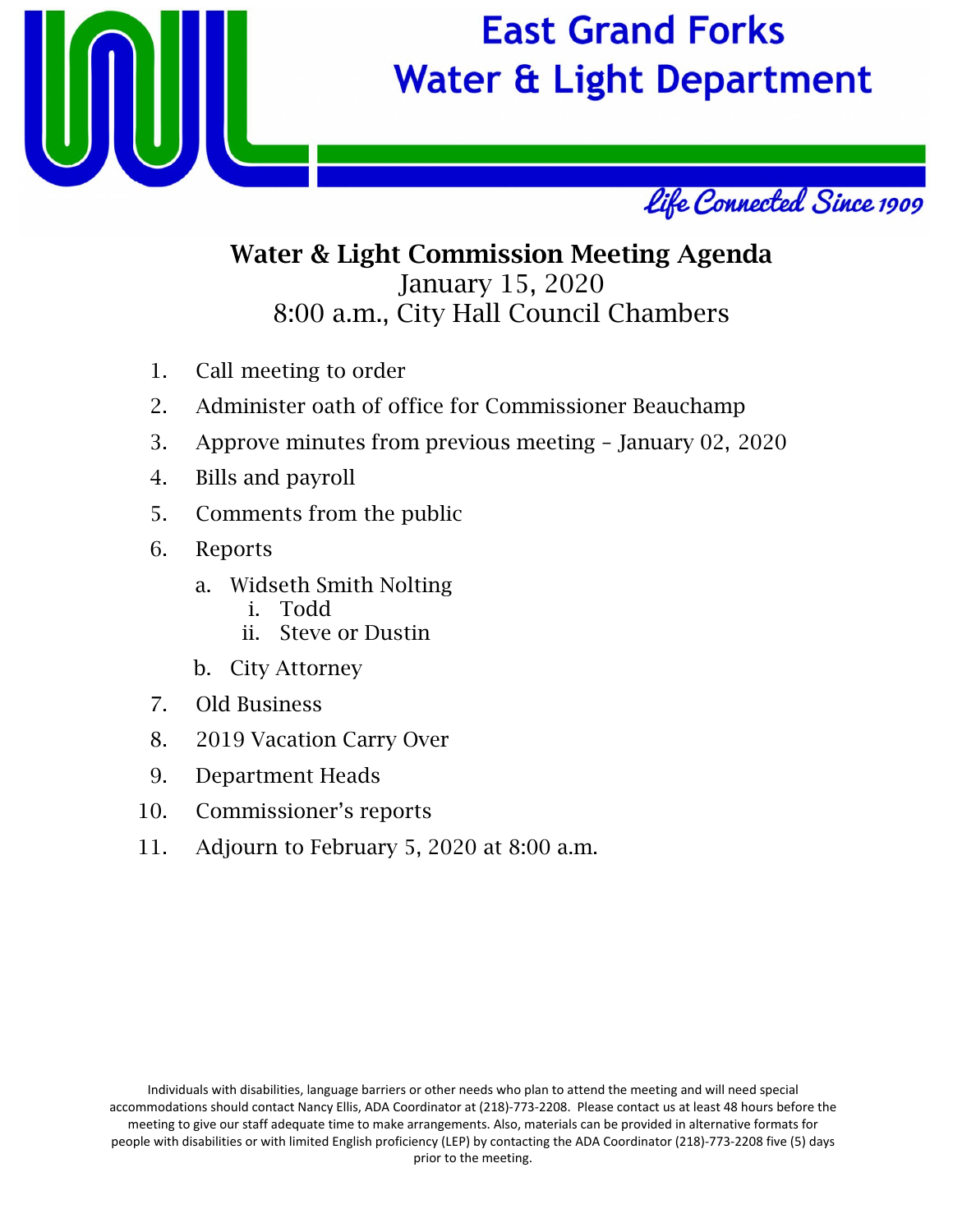# East Grand Forks Water & Light Department

*Life Connected Since 1909*

## Water & Light Commission Meeting Agenda

January 15, 2020

8:00 a.m., City Hall Council Chambers

1. Call meeting to order
2. Administer oath of office for Commissioner Beauchamp
3. Approve minutes from previous meeting – January 02, 2020
4. Bills and payroll
5. Comments from the public
6. Reports
   a. Widseth Smith Nolting
      i. Todd
      ii. Steve or Dustin
   b. City Attorney
7. Old Business
8. 2019 Vacation Carry Over
9. Department Heads
10. Commissioner's reports
11. Adjourn to February 5, 2020 at 8:00 a.m.

Individuals with disabilities, language barriers or other needs who plan to attend the meeting and will need special accommodations should contact Nancy Ellis, ADA Coordinator at (218)-773-2208. Please contact us at least 48 hours before the meeting to give our staff adequate time to make arrangements. Also, materials can be provided in alternative formats for people with disabilities or with limited English proficiency (LEP) by contacting the ADA Coordinator (218)-773-2208 five (5) days prior to the meeting.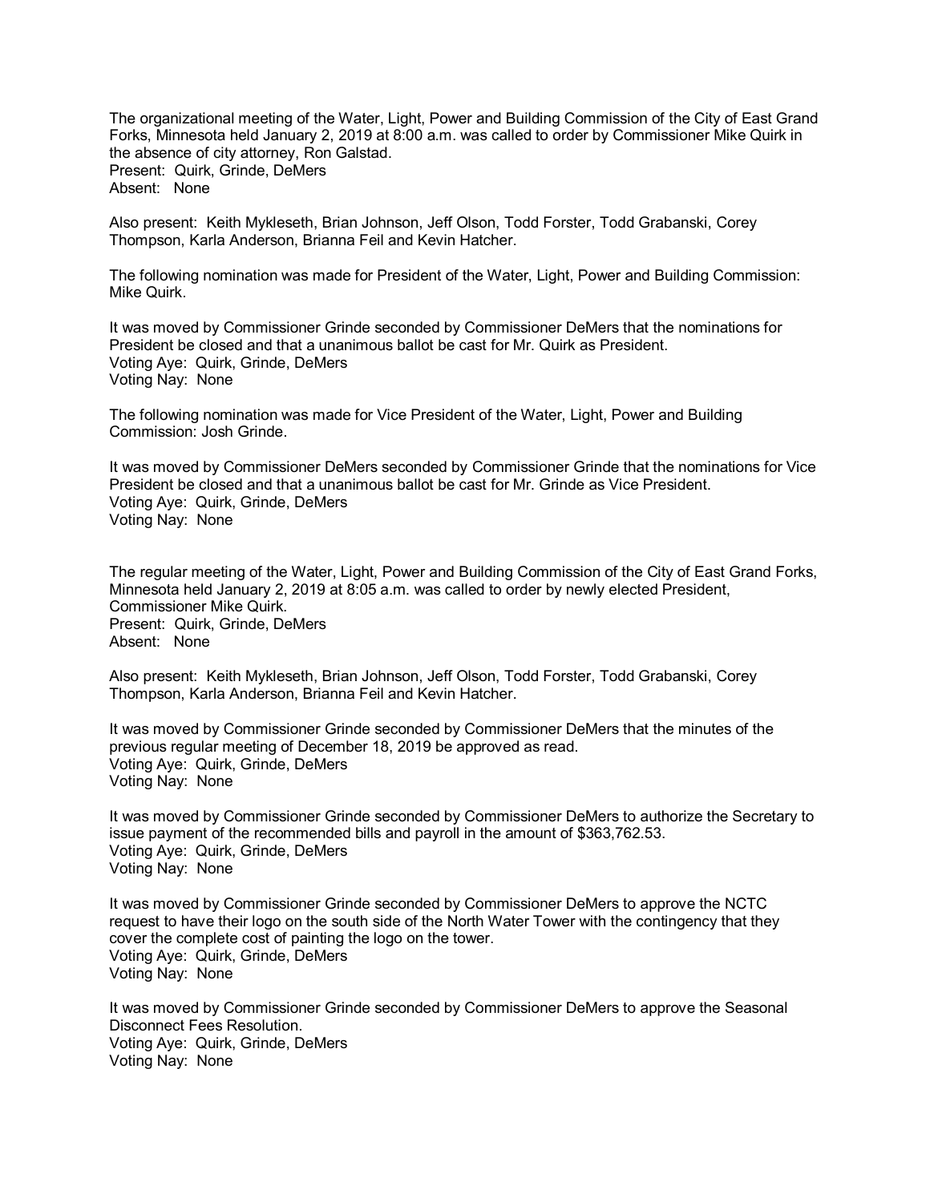The organizational meeting of the Water, Light, Power and Building Commission of the City of East Grand Forks, Minnesota held January 2, 2019 at 8:00 a.m. was called to order by Commissioner Mike Quirk in the absence of city attorney, Ron Galstad.
Present: Quirk, Grinde, DeMers
Absent: None

Also present: Keith Mykleseth, Brian Johnson, Jeff Olson, Todd Forster, Todd Grabanski, Corey Thompson, Karla Anderson, Brianna Feil and Kevin Hatcher.

The following nomination was made for President of the Water, Light, Power and Building Commission: Mike Quirk.

It was moved by Commissioner Grinde seconded by Commissioner DeMers that the nominations for President be closed and that a unanimous ballot be cast for Mr. Quirk as President.
Voting Aye: Quirk, Grinde, DeMers
Voting Nay: None

The following nomination was made for Vice President of the Water, Light, Power and Building Commission: Josh Grinde.

It was moved by Commissioner DeMers seconded by Commissioner Grinde that the nominations for Vice President be closed and that a unanimous ballot be cast for Mr. Grinde as Vice President.
Voting Aye: Quirk, Grinde, DeMers
Voting Nay: None

The regular meeting of the Water, Light, Power and Building Commission of the City of East Grand Forks, Minnesota held January 2, 2019 at 8:05 a.m. was called to order by newly elected President, Commissioner Mike Quirk.
Present: Quirk, Grinde, DeMers
Absent: None

Also present: Keith Mykleseth, Brian Johnson, Jeff Olson, Todd Forster, Todd Grabanski, Corey Thompson, Karla Anderson, Brianna Feil and Kevin Hatcher.

It was moved by Commissioner Grinde seconded by Commissioner DeMers that the minutes of the previous regular meeting of December 18, 2019 be approved as read.
Voting Aye: Quirk, Grinde, DeMers
Voting Nay: None

It was moved by Commissioner Grinde seconded by Commissioner DeMers to authorize the Secretary to issue payment of the recommended bills and payroll in the amount of $363,762.53.
Voting Aye: Quirk, Grinde, DeMers
Voting Nay: None

It was moved by Commissioner Grinde seconded by Commissioner DeMers to approve the NCTC request to have their logo on the south side of the North Water Tower with the contingency that they cover the complete cost of painting the logo on the tower.
Voting Aye: Quirk, Grinde, DeMers
Voting Nay: None

It was moved by Commissioner Grinde seconded by Commissioner DeMers to approve the Seasonal Disconnect Fees Resolution.
Voting Aye: Quirk, Grinde, DeMers
Voting Nay: None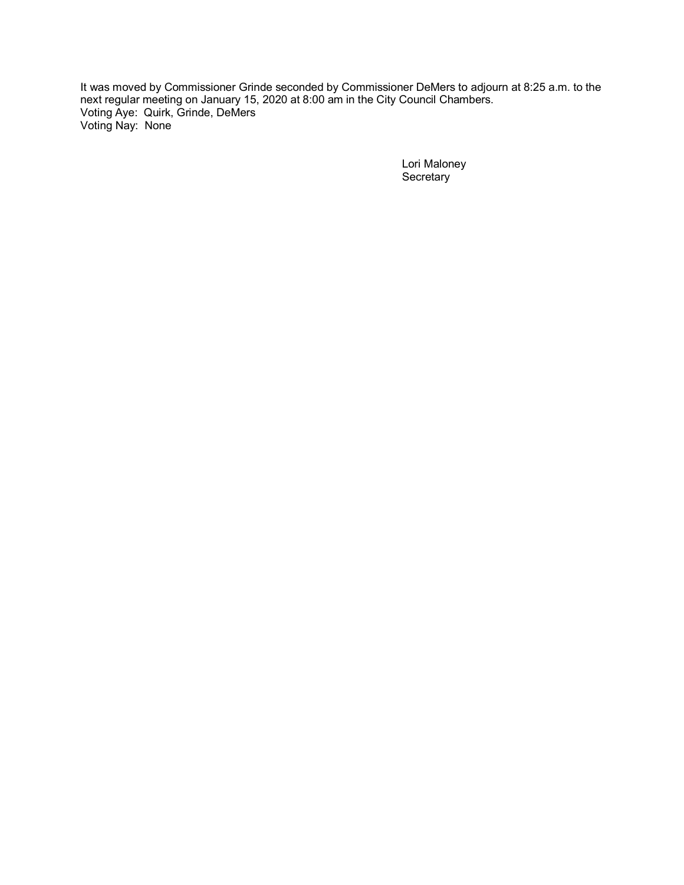It was moved by Commissioner Grinde seconded by Commissioner DeMers to adjourn at 8:25 a.m. to the next regular meeting on January 15, 2020 at 8:00 am in the City Council Chambers.
Voting Aye: Quirk, Grinde, DeMers
Voting Nay: None

Lori Maloney
Secretary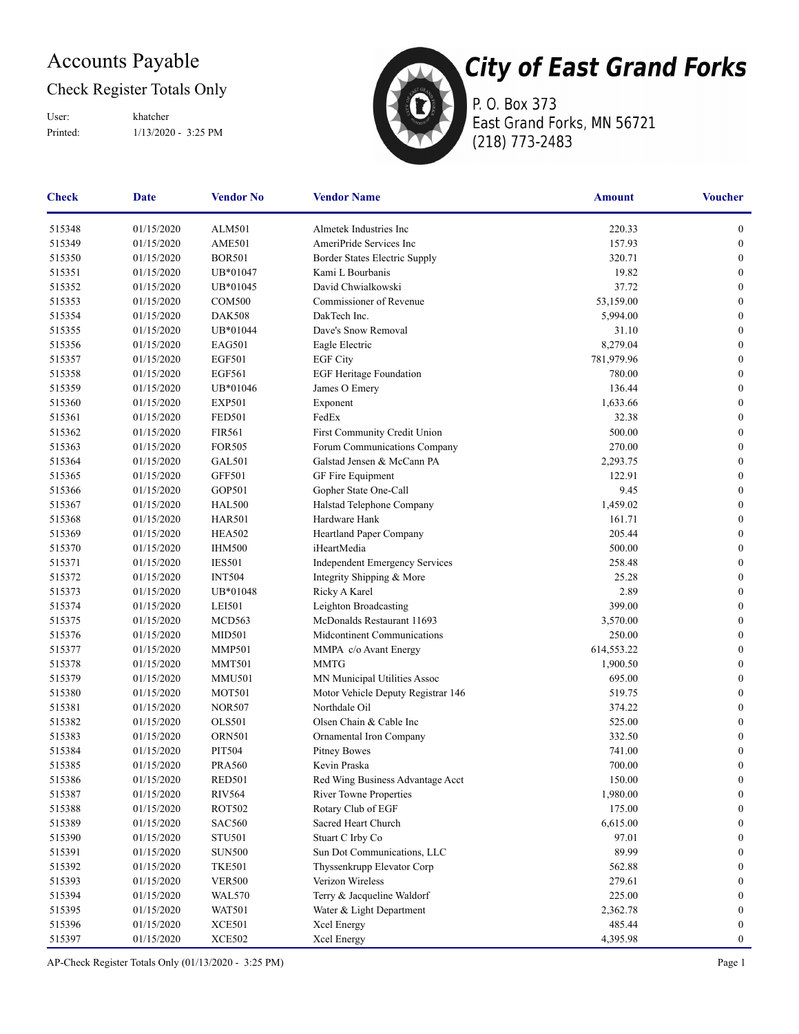# Accounts Payable

## Check Register Totals Only

User: khatcher
Printed: 1/13/2020 - 3:25 PM

**City of East Grand Forks**
P. O. Box 373
East Grand Forks, MN 56721
(218) 773-2483

| Check | Date | Vendor No | Vendor Name | Amount | Voucher |
|---|---|---|---|---|---|
| 515348 | 01/15/2020 | ALM501 | Almetek Industries Inc | 220.33 | 0 |
| 515349 | 01/15/2020 | AME501 | AmeriPride Services Inc | 157.93 | 0 |
| 515350 | 01/15/2020 | BOR501 | Border States Electric Supply | 320.71 | 0 |
| 515351 | 01/15/2020 | UB*01047 | Kami L Bourbanis | 19.82 | 0 |
| 515352 | 01/15/2020 | UB*01045 | David Chwialkowski | 37.72 | 0 |
| 515353 | 01/15/2020 | COM500 | Commissioner of Revenue | 53,159.00 | 0 |
| 515354 | 01/15/2020 | DAK508 | DakTech Inc. | 5,994.00 | 0 |
| 515355 | 01/15/2020 | UB*01044 | Dave's Snow Removal | 31.10 | 0 |
| 515356 | 01/15/2020 | EAG501 | Eagle Electric | 8,279.04 | 0 |
| 515357 | 01/15/2020 | EGF501 | EGF City | 781,979.96 | 0 |
| 515358 | 01/15/2020 | EGF561 | EGF Heritage Foundation | 780.00 | 0 |
| 515359 | 01/15/2020 | UB*01046 | James O Emery | 136.44 | 0 |
| 515360 | 01/15/2020 | EXP501 | Exponent | 1,633.66 | 0 |
| 515361 | 01/15/2020 | FED501 | FedEx | 32.38 | 0 |
| 515362 | 01/15/2020 | FIR561 | First Community Credit Union | 500.00 | 0 |
| 515363 | 01/15/2020 | FOR505 | Forum Communications Company | 270.00 | 0 |
| 515364 | 01/15/2020 | GAL501 | Galstad Jensen & McCann PA | 2,293.75 | 0 |
| 515365 | 01/15/2020 | GFF501 | GF Fire Equipment | 122.91 | 0 |
| 515366 | 01/15/2020 | GOP501 | Gopher State One-Call | 9.45 | 0 |
| 515367 | 01/15/2020 | HAL500 | Halstad Telephone Company | 1,459.02 | 0 |
| 515368 | 01/15/2020 | HAR501 | Hardware Hank | 161.71 | 0 |
| 515369 | 01/15/2020 | HEA502 | Heartland Paper Company | 205.44 | 0 |
| 515370 | 01/15/2020 | IHM500 | iHeartMedia | 500.00 | 0 |
| 515371 | 01/15/2020 | IES501 | Independent Emergency Services | 258.48 | 0 |
| 515372 | 01/15/2020 | INT504 | Integrity Shipping & More | 25.28 | 0 |
| 515373 | 01/15/2020 | UB*01048 | Ricky A Karel | 2.89 | 0 |
| 515374 | 01/15/2020 | LEI501 | Leighton Broadcasting | 399.00 | 0 |
| 515375 | 01/15/2020 | MCD563 | McDonalds Restaurant 11693 | 3,570.00 | 0 |
| 515376 | 01/15/2020 | MID501 | Midcontinent Communications | 250.00 | 0 |
| 515377 | 01/15/2020 | MMP501 | MMPA c/o Avant Energy | 614,553.22 | 0 |
| 515378 | 01/15/2020 | MMT501 | MMTG | 1,900.50 | 0 |
| 515379 | 01/15/2020 | MMU501 | MN Municipal Utilities Assoc | 695.00 | 0 |
| 515380 | 01/15/2020 | MOT501 | Motor Vehicle Deputy Registrar 146 | 519.75 | 0 |
| 515381 | 01/15/2020 | NOR507 | Northdale Oil | 374.22 | 0 |
| 515382 | 01/15/2020 | OLS501 | Olsen Chain & Cable Inc | 525.00 | 0 |
| 515383 | 01/15/2020 | ORN501 | Ornamental Iron Company | 332.50 | 0 |
| 515384 | 01/15/2020 | PIT504 | Pitney Bowes | 741.00 | 0 |
| 515385 | 01/15/2020 | PRA560 | Kevin Praska | 700.00 | 0 |
| 515386 | 01/15/2020 | RED501 | Red Wing Business Advantage Acct | 150.00 | 0 |
| 515387 | 01/15/2020 | RIV564 | River Towne Properties | 1,980.00 | 0 |
| 515388 | 01/15/2020 | ROT502 | Rotary Club of EGF | 175.00 | 0 |
| 515389 | 01/15/2020 | SAC560 | Sacred Heart Church | 6,615.00 | 0 |
| 515390 | 01/15/2020 | STU501 | Stuart C Irby Co | 97.01 | 0 |
| 515391 | 01/15/2020 | SUN500 | Sun Dot Communications, LLC | 89.99 | 0 |
| 515392 | 01/15/2020 | TKE501 | Thyssenkrupp Elevator Corp | 562.88 | 0 |
| 515393 | 01/15/2020 | VER500 | Verizon Wireless | 279.61 | 0 |
| 515394 | 01/15/2020 | WAL570 | Terry & Jacqueline Waldorf | 225.00 | 0 |
| 515395 | 01/15/2020 | WAT501 | Water & Light Department | 2,362.78 | 0 |
| 515396 | 01/15/2020 | XCE501 | Xcel Energy | 485.44 | 0 |
| 515397 | 01/15/2020 | XCE502 | Xcel Energy | 4,395.98 | 0 |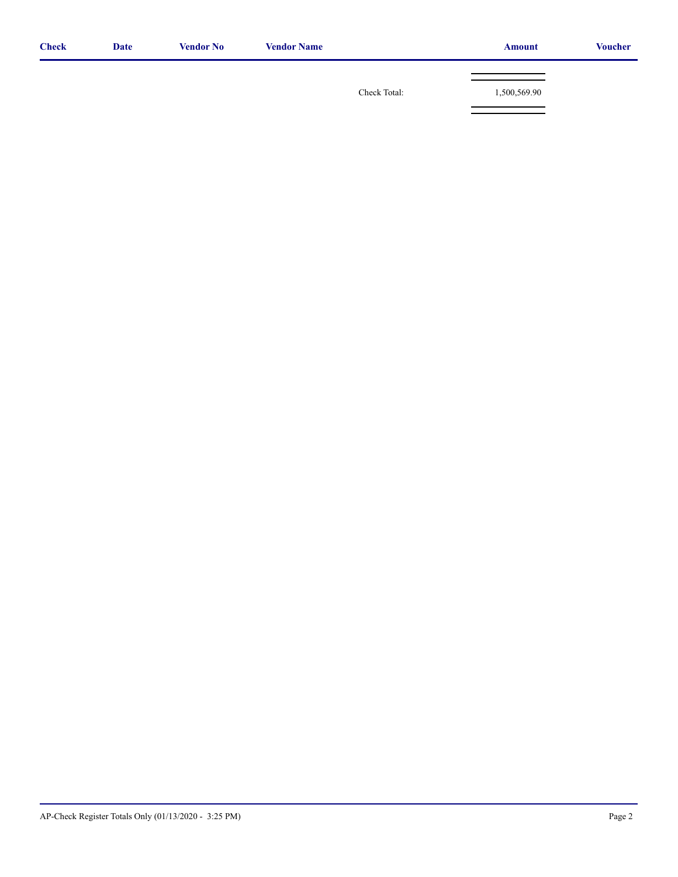| Check | Date | Vendor No | Vendor Name | | Amount | Voucher |
|---|---|---|---|---|---|---|
| | | | | Check Total: | 1,500,569.90 | |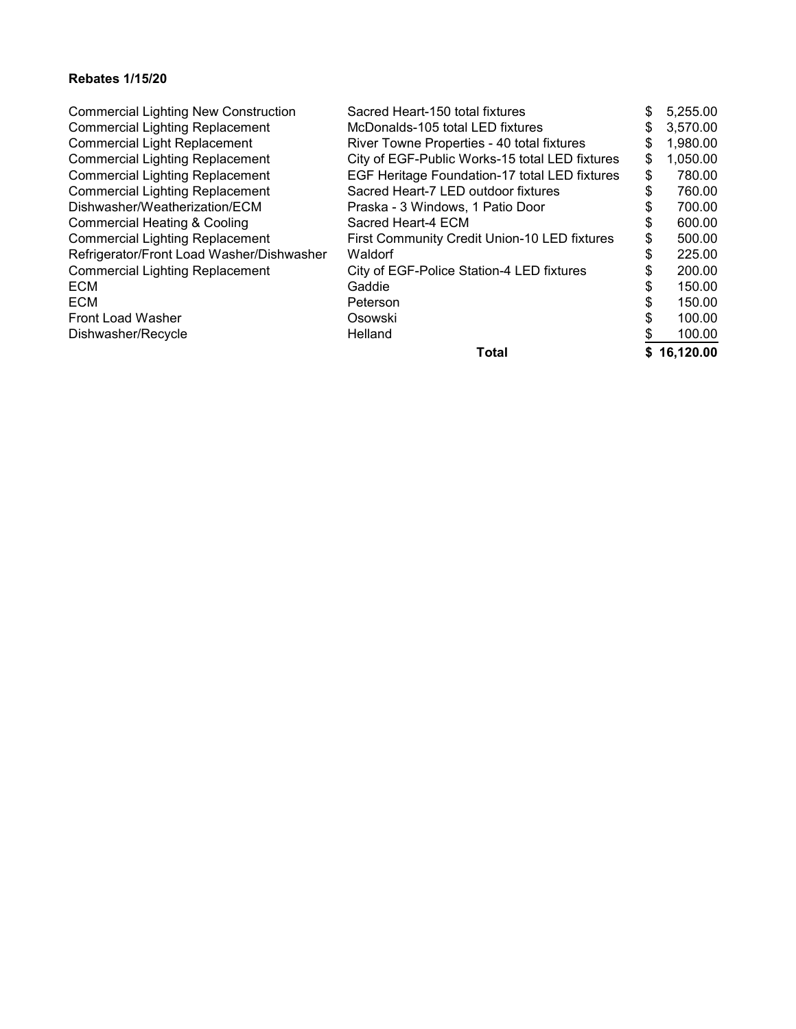**Rebates 1/15/20**

| | | |
|---|---|---|
| Commercial Lighting New Construction | Sacred Heart-150 total fixtures | $ 5,255.00 |
| Commercial Lighting Replacement | McDonalds-105 total LED fixtures | $ 3,570.00 |
| Commercial Light Replacement | River Towne Properties - 40 total fixtures | $ 1,980.00 |
| Commercial Lighting Replacement | City of EGF-Public Works-15 total LED fixtures | $ 1,050.00 |
| Commercial Lighting Replacement | EGF Heritage Foundation-17 total LED fixtures | $ 780.00 |
| Commercial Lighting Replacement | Sacred Heart-7 LED outdoor fixtures | $ 760.00 |
| Dishwasher/Weatherization/ECM | Praska - 3 Windows, 1 Patio Door | $ 700.00 |
| Commercial Heating & Cooling | Sacred Heart-4 ECM | $ 600.00 |
| Commercial Lighting Replacement | First Community Credit Union-10 LED fixtures | $ 500.00 |
| Refrigerator/Front Load Washer/Dishwasher | Waldorf | $ 225.00 |
| Commercial Lighting Replacement | City of EGF-Police Station-4 LED fixtures | $ 200.00 |
| ECM | Gaddie | $ 150.00 |
| ECM | Peterson | $ 150.00 |
| Front Load Washer | Osowski | $ 100.00 |
| Dishwasher/Recycle | Helland | $ 100.00 |
| | **Total** | **$ 16,120.00** |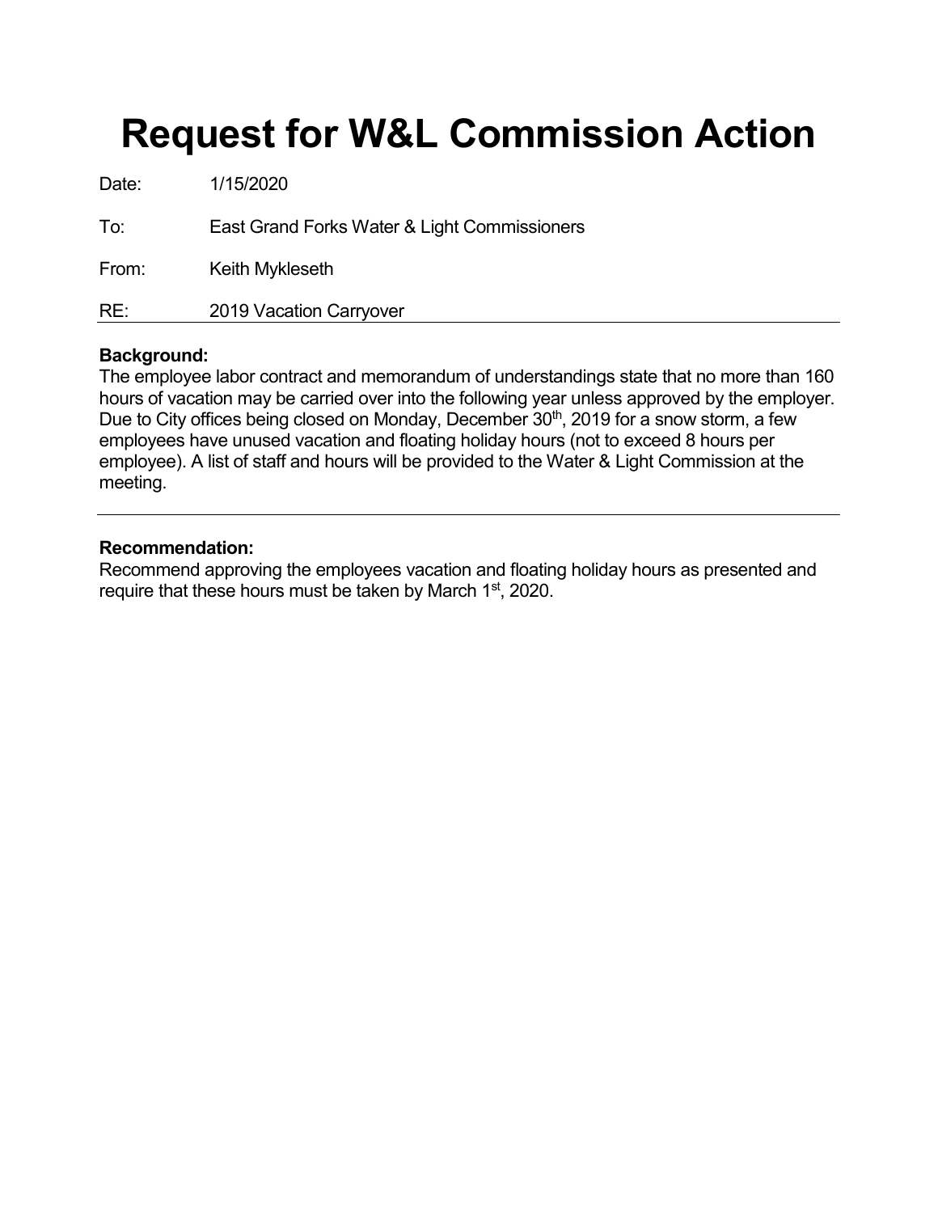# Request for W&L Commission Action

Date: 1/15/2020

To: East Grand Forks Water & Light Commissioners

From: Keith Mykleseth

RE: 2019 Vacation Carryover

---

**Background:**
The employee labor contract and memorandum of understandings state that no more than 160 hours of vacation may be carried over into the following year unless approved by the employer. Due to City offices being closed on Monday, December 30th, 2019 for a snow storm, a few employees have unused vacation and floating holiday hours (not to exceed 8 hours per employee). A list of staff and hours will be provided to the Water & Light Commission at the meeting.

---

**Recommendation:**
Recommend approving the employees vacation and floating holiday hours as presented and require that these hours must be taken by March 1st, 2020.